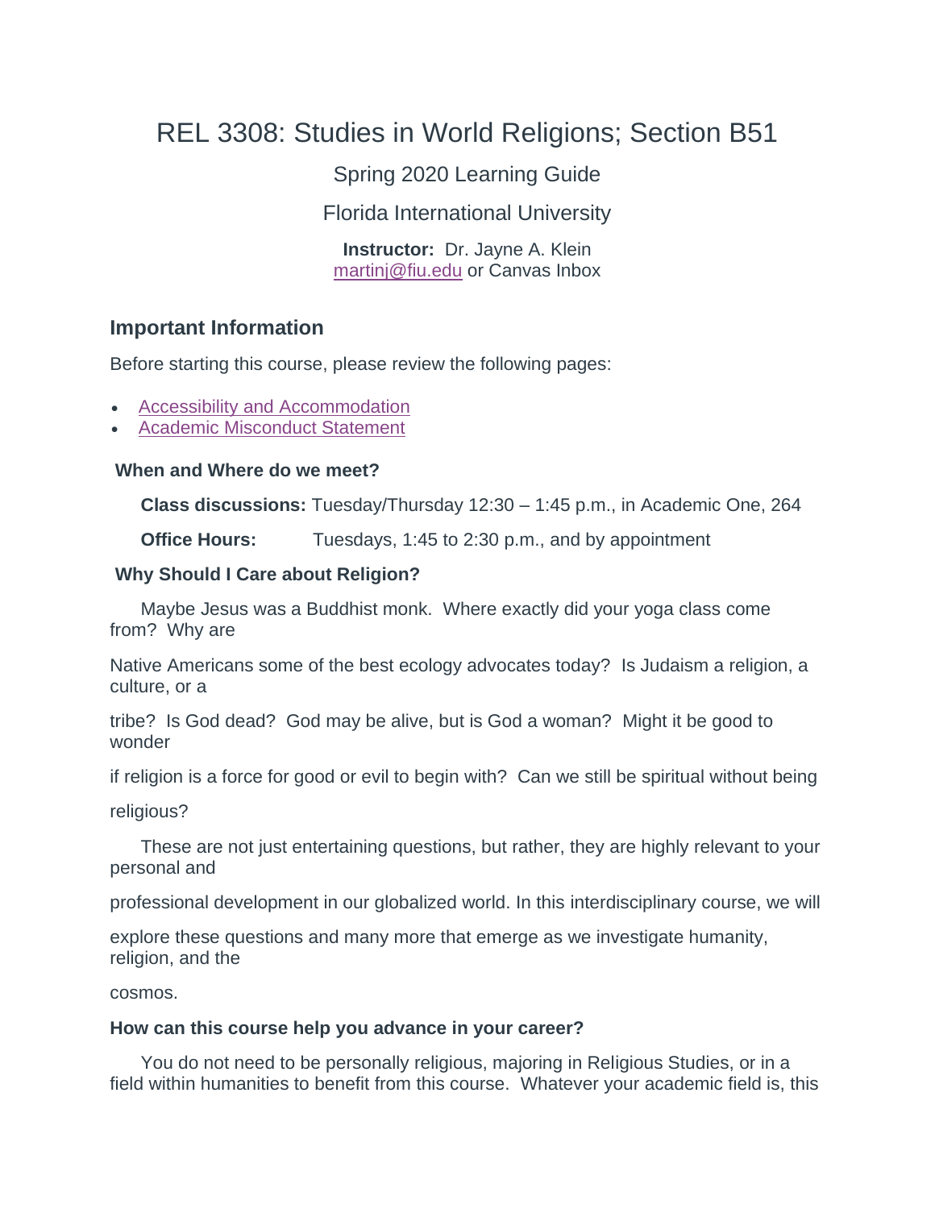# REL 3308: Studies in World Religions; Section B51

Spring 2020 Learning Guide

Florida International University

**Instructor:** Dr. Jayne A. Klein
martinj@fiu.edu or Canvas Inbox

## Important Information

Before starting this course, please review the following pages:

- Accessibility and Accommodation
- Academic Misconduct Statement

### When and Where do we meet?

**Class discussions:** Tuesday/Thursday 12:30 – 1:45 p.m., in Academic One, 264

**Office Hours:** Tuesdays, 1:45 to 2:30 p.m., and by appointment

### Why Should I Care about Religion?

Maybe Jesus was a Buddhist monk. Where exactly did your yoga class come from? Why are Native Americans some of the best ecology advocates today? Is Judaism a religion, a culture, or a tribe? Is God dead? God may be alive, but is God a woman? Might it be good to wonder if religion is a force for good or evil to begin with? Can we still be spiritual without being religious?

These are not just entertaining questions, but rather, they are highly relevant to your personal and professional development in our globalized world. In this interdisciplinary course, we will explore these questions and many more that emerge as we investigate humanity, religion, and the cosmos.

### How can this course help you advance in your career?

You do not need to be personally religious, majoring in Religious Studies, or in a field within humanities to benefit from this course. Whatever your academic field is, this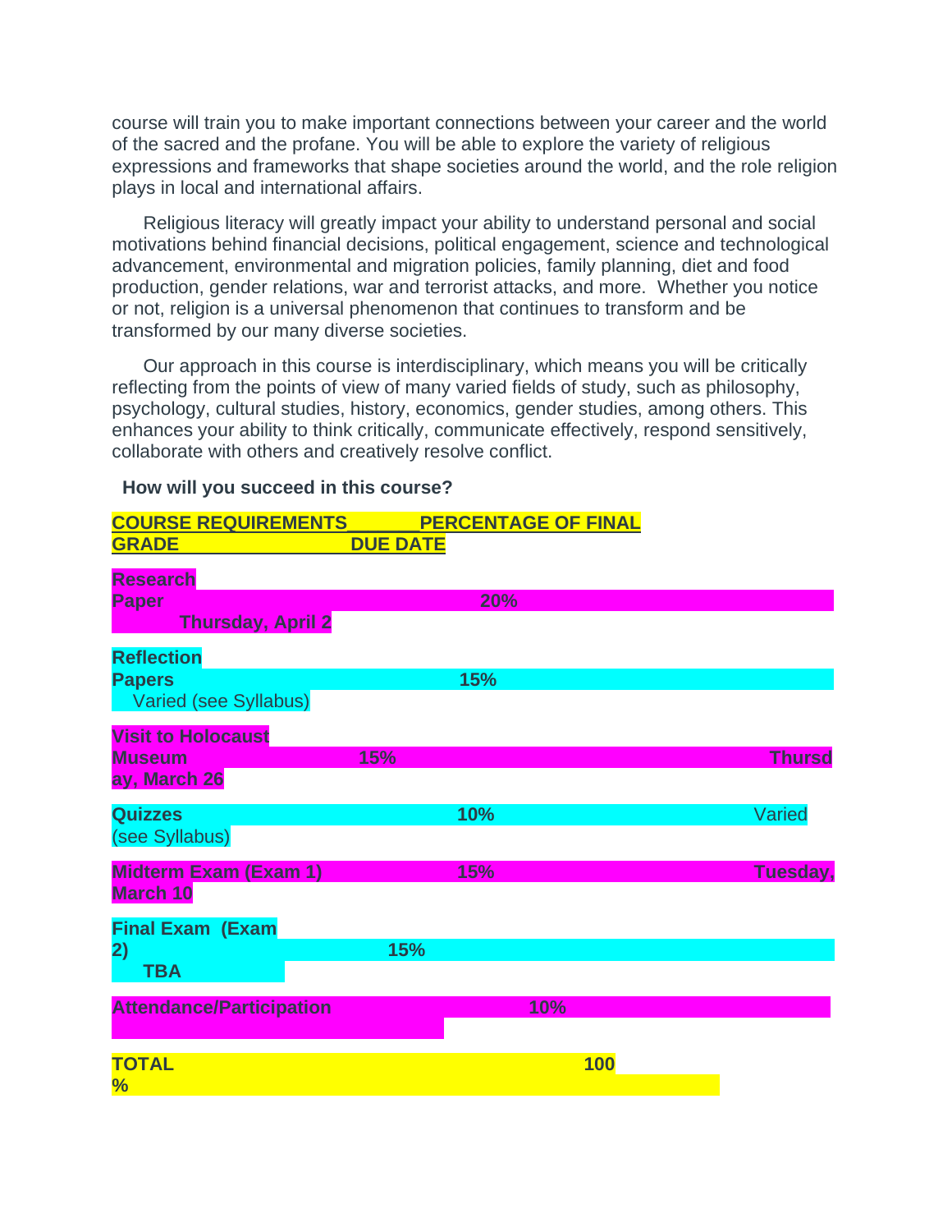course will train you to make important connections between your career and the world of the sacred and the profane. You will be able to explore the variety of religious expressions and frameworks that shape societies around the world, and the role religion plays in local and international affairs.

Religious literacy will greatly impact your ability to understand personal and social motivations behind financial decisions, political engagement, science and technological advancement, environmental and migration policies, family planning, diet and food production, gender relations, war and terrorist attacks, and more. Whether you notice or not, religion is a universal phenomenon that continues to transform and be transformed by our many diverse societies.

Our approach in this course is interdisciplinary, which means you will be critically reflecting from the points of view of many varied fields of study, such as philosophy, psychology, cultural studies, history, economics, gender studies, among others. This enhances your ability to think critically, communicate effectively, respond sensitively, collaborate with others and creatively resolve conflict.

**How will you succeed in this course?**

| COURSE REQUIREMENTS | PERCENTAGE OF FINAL GRADE | DUE DATE |
|---|---|---|
| **Research Paper** | **20%** | **Thursday, April 2** |
| **Reflection Papers** | **15%** | Varied (see Syllabus) |
| **Visit to Holocaust Museum** | **15%** | **Thursday, March 26** |
| **Quizzes** | **10%** | Varied (see Syllabus) |
| **Midterm Exam (Exam 1)** | **15%** | **Tuesday, March 10** |
| **Final Exam (Exam 2)** | **15%** | **TBA** |
| **Attendance/Participation** | **10%** | |
| **TOTAL %** | **100** | |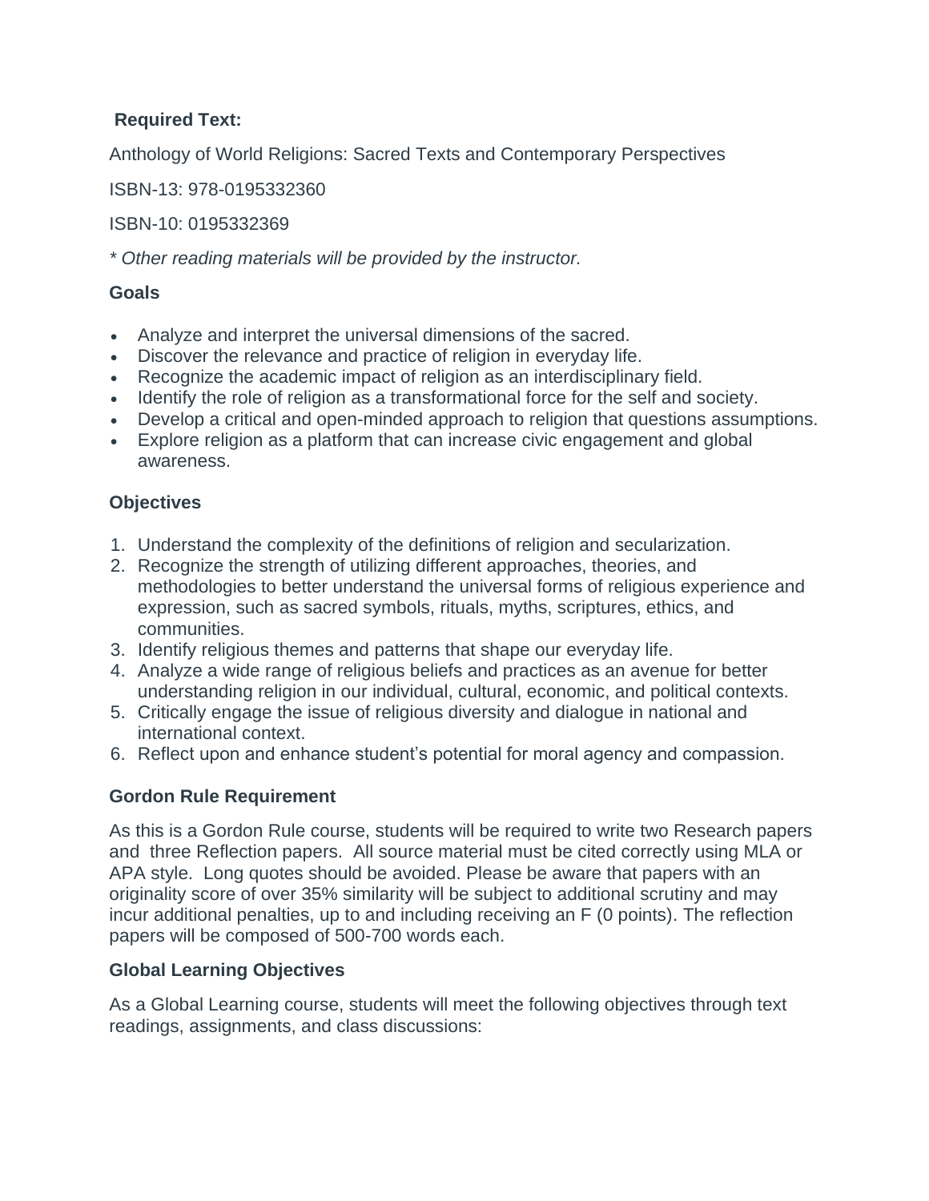**Required Text:**

Anthology of World Religions: Sacred Texts and Contemporary Perspectives

ISBN-13: 978-0195332360

ISBN-10: 0195332369

*\* Other reading materials will be provided by the instructor.*

### Goals

- Analyze and interpret the universal dimensions of the sacred.
- Discover the relevance and practice of religion in everyday life.
- Recognize the academic impact of religion as an interdisciplinary field.
- Identify the role of religion as a transformational force for the self and society.
- Develop a critical and open-minded approach to religion that questions assumptions.
- Explore religion as a platform that can increase civic engagement and global awareness.

### Objectives

1. Understand the complexity of the definitions of religion and secularization.
2. Recognize the strength of utilizing different approaches, theories, and methodologies to better understand the universal forms of religious experience and expression, such as sacred symbols, rituals, myths, scriptures, ethics, and communities.
3. Identify religious themes and patterns that shape our everyday life.
4. Analyze a wide range of religious beliefs and practices as an avenue for better understanding religion in our individual, cultural, economic, and political contexts.
5. Critically engage the issue of religious diversity and dialogue in national and international context.
6. Reflect upon and enhance student's potential for moral agency and compassion.

### Gordon Rule Requirement

As this is a Gordon Rule course, students will be required to write two Research papers and three Reflection papers. All source material must be cited correctly using MLA or APA style. Long quotes should be avoided. Please be aware that papers with an originality score of over 35% similarity will be subject to additional scrutiny and may incur additional penalties, up to and including receiving an F (0 points). The reflection papers will be composed of 500-700 words each.

### Global Learning Objectives

As a Global Learning course, students will meet the following objectives through text readings, assignments, and class discussions: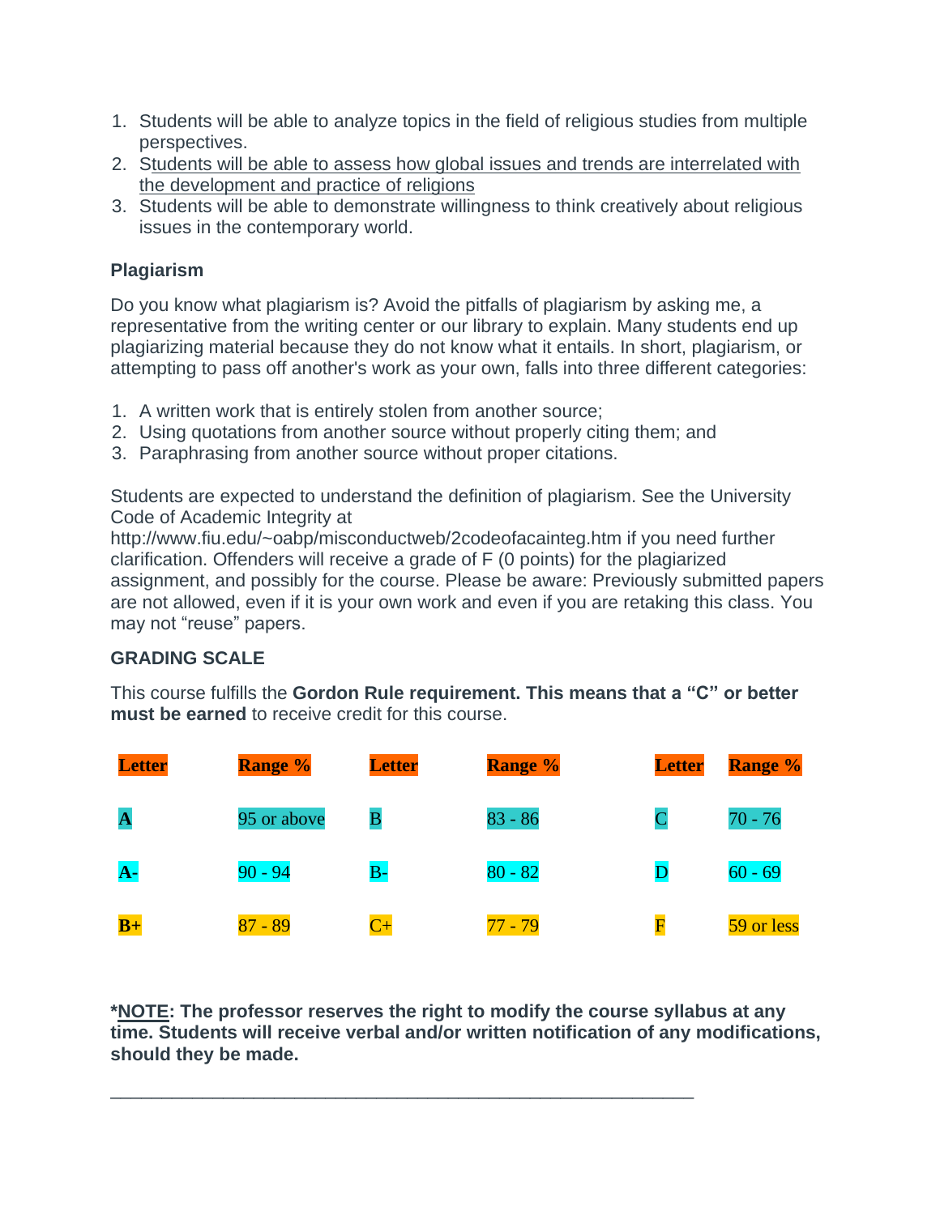1. Students will be able to analyze topics in the field of religious studies from multiple perspectives.
2. Students will be able to assess how global issues and trends are interrelated with the development and practice of religions
3. Students will be able to demonstrate willingness to think creatively about religious issues in the contemporary world.

**Plagiarism**

Do you know what plagiarism is? Avoid the pitfalls of plagiarism by asking me, a representative from the writing center or our library to explain. Many students end up plagiarizing material because they do not know what it entails. In short, plagiarism, or attempting to pass off another's work as your own, falls into three different categories:

1. A written work that is entirely stolen from another source;
2. Using quotations from another source without properly citing them; and
3. Paraphrasing from another source without proper citations.

Students are expected to understand the definition of plagiarism. See the University Code of Academic Integrity at http://www.fiu.edu/~oabp/misconductweb/2codeofacainteg.htm if you need further clarification. Offenders will receive a grade of F (0 points) for the plagiarized assignment, and possibly for the course. Please be aware: Previously submitted papers are not allowed, even if it is your own work and even if you are retaking this class. You may not "reuse" papers.

**GRADING SCALE**

This course fulfills the **Gordon Rule requirement. This means that a "C" or better must be earned** to receive credit for this course.

| Letter | Range % | Letter | Range % | Letter | Range % |
|---|---|---|---|---|---|
| **A** | 95 or above | B | 83 - 86 | C | 70 - 76 |
| **A-** | 90 - 94 | B- | 80 - 82 | D | 60 - 69 |
| **B+** | 87 - 89 | C+ | 77 - 79 | F | 59 or less |

***NOTE: The professor reserves the right to modify the course syllabus at any time. Students will receive verbal and/or written notification of any modifications, should they be made.**

___________________________________________________________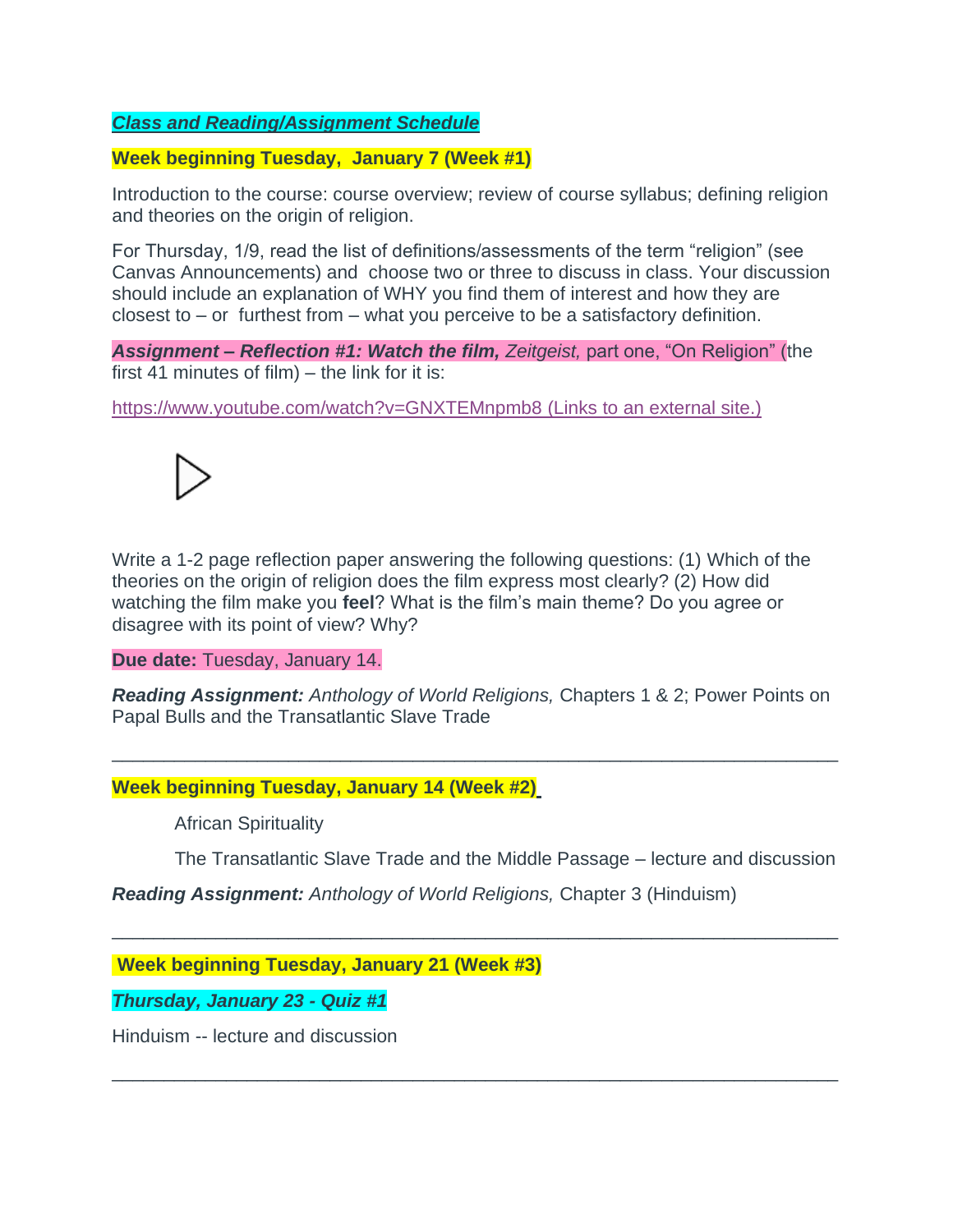***Class and Reading/Assignment Schedule***

**Week beginning Tuesday, January 7 (Week #1)**

Introduction to the course: course overview; review of course syllabus; defining religion and theories on the origin of religion.

For Thursday, 1/9, read the list of definitions/assessments of the term "religion" (see Canvas Announcements) and choose two or three to discuss in class. Your discussion should include an explanation of WHY you find them of interest and how they are closest to – or furthest from – what you perceive to be a satisfactory definition.

***Assignment – Reflection #1: Watch the film,*** *Zeitgeist,* part one, "On Religion" (the first 41 minutes of film) – the link for it is:

https://www.youtube.com/watch?v=GNXTEMnpmb8 (Links to an external site.)

Write a 1-2 page reflection paper answering the following questions: (1) Which of the theories on the origin of religion does the film express most clearly? (2) How did watching the film make you **feel**? What is the film's main theme? Do you agree or disagree with its point of view? Why?

**Due date:** Tuesday, January 14.

***Reading Assignment:*** *Anthology of World Religions,* Chapters 1 & 2; Power Points on Papal Bulls and the Transatlantic Slave Trade

---

**Week beginning Tuesday, January 14 (Week #2)**

African Spirituality

The Transatlantic Slave Trade and the Middle Passage – lecture and discussion

***Reading Assignment:*** *Anthology of World Religions,* Chapter 3 (Hinduism)

---

**Week beginning Tuesday, January 21 (Week #3)**

***Thursday, January 23 - Quiz #1***

Hinduism -- lecture and discussion

---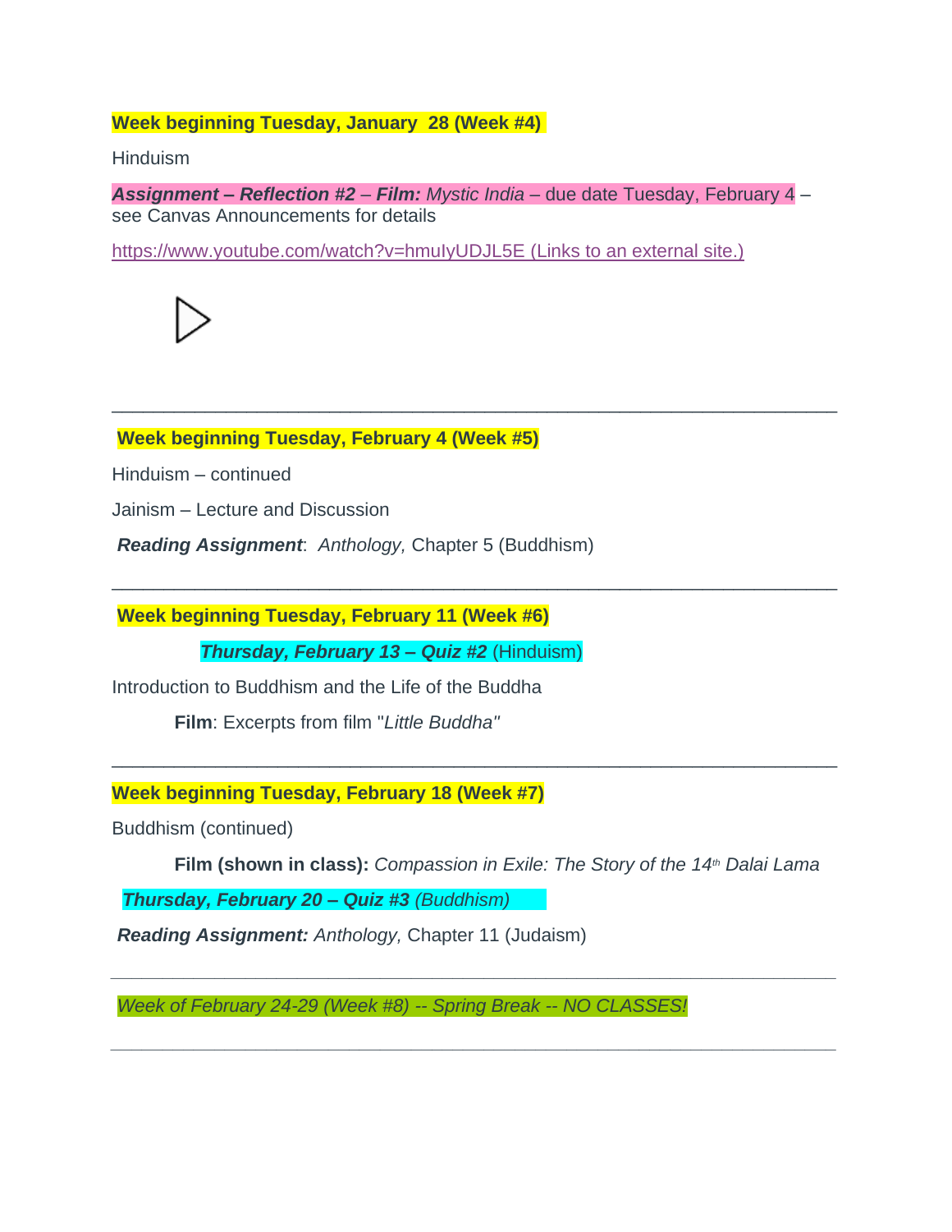**Week beginning Tuesday, January 28 (Week #4)**

Hinduism

***Assignment – Reflection #2*** – ***Film:*** *Mystic India* – due date Tuesday, February 4 – see Canvas Announcements for details

https://www.youtube.com/watch?v=hmuIyUDJL5E (Links to an external site.)

---

**Week beginning Tuesday, February 4 (Week #5)**

Hinduism – continued

Jainism – Lecture and Discussion

***Reading Assignment***: *Anthology,* Chapter 5 (Buddhism)

---

**Week beginning Tuesday, February 11 (Week #6)**

***Thursday, February 13 – Quiz #2*** (Hinduism)

Introduction to Buddhism and the Life of the Buddha

**Film**: Excerpts from film "*Little Buddha"*

---

**Week beginning Tuesday, February 18 (Week #7)**

Buddhism (continued)

**Film (shown in class):** *Compassion in Exile: The Story of the 14th Dalai Lama*

***Thursday, February 20 – Quiz #3*** *(Buddhism)*

***Reading Assignment:*** *Anthology,* Chapter 11 (Judaism)

---

*Week of February 24-29 (Week #8) -- Spring Break -- NO CLASSES!*

---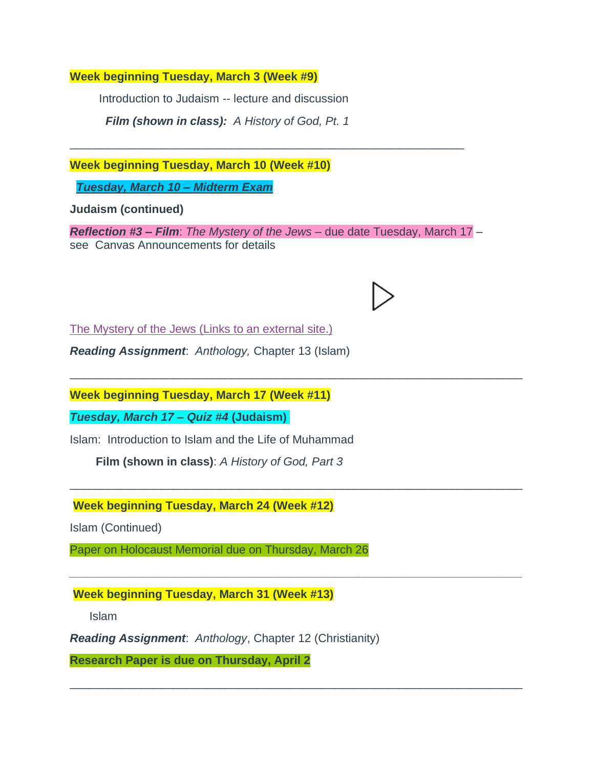**Week beginning Tuesday, March 3 (Week #9)**

Introduction to Judaism -- lecture and discussion

***Film (shown in class):*** *A History of God, Pt. 1*

---

**Week beginning Tuesday, March 10 (Week #10)**

***Tuesday, March 10 – Midterm Exam***

**Judaism (continued)**

***Reflection #3 – Film***: *The Mystery of the Jews* – due date Tuesday, March 17 – see Canvas Announcements for details

The Mystery of the Jews (Links to an external site.)

***Reading Assignment***: *Anthology,* Chapter 13 (Islam)

---

**Week beginning Tuesday, March 17 (Week #11)**

***Tuesday, March 17 – Quiz #4*** **(Judaism)**

Islam: Introduction to Islam and the Life of Muhammad

**Film (shown in class)**: *A History of God, Part 3*

---

**Week beginning Tuesday, March 24 (Week #12)**

Islam (Continued)

Paper on Holocaust Memorial due on Thursday, March 26

---

**Week beginning Tuesday, March 31 (Week #13)**

Islam

***Reading Assignment***: *Anthology*, Chapter 12 (Christianity)

**Research Paper is due on Thursday, April 2**

---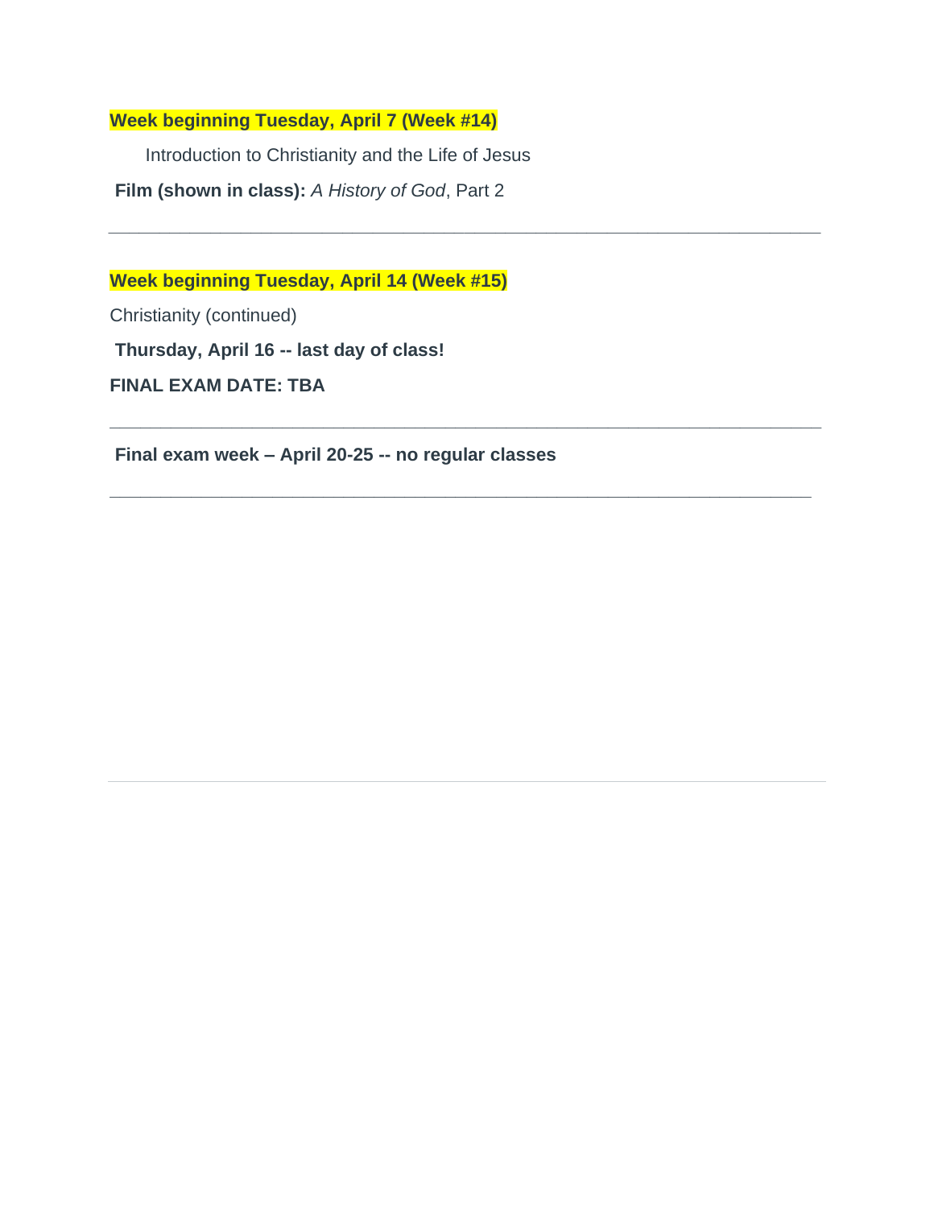**Week beginning Tuesday, April 7 (Week #14)**

Introduction to Christianity and the Life of Jesus

**Film (shown in class):** *A History of God*, Part 2

---

**Week beginning Tuesday, April 14 (Week #15)**

Christianity (continued)

**Thursday, April 16 -- last day of class!**

**FINAL EXAM DATE: TBA**

---

**Final exam week – April 20-25 -- no regular classes**

---